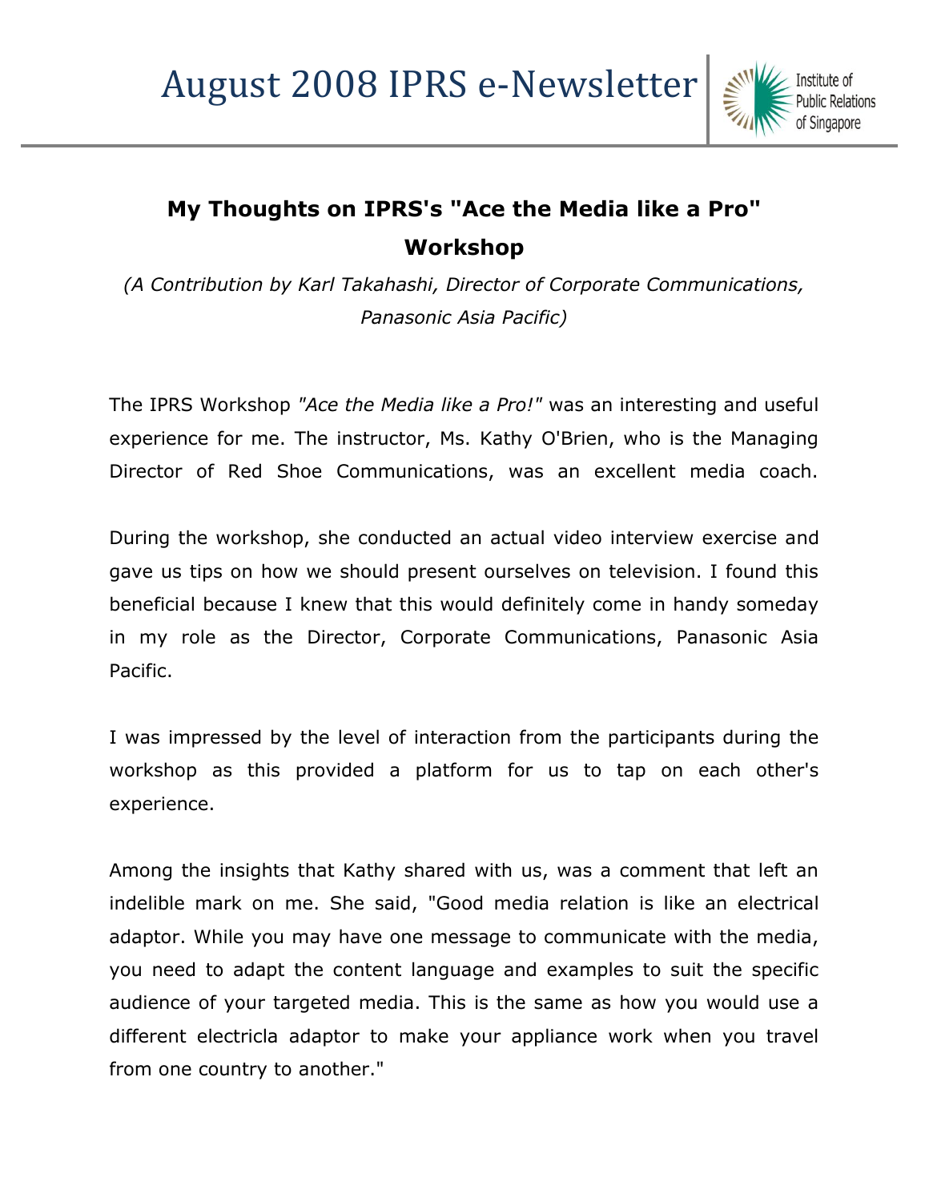# August 2008 IPRS e-Newsletter

## My Thoughts on IPRS's "Ace the Media like a Pro" Workshop

*(A Contribution by Karl Takahashi, Director of Corporate Communications, Panasonic Asia Pacific)*

The IPRS Workshop *"Ace the Media like a Pro!"* was an interesting and useful experience for me. The instructor, Ms. Kathy O'Brien, who is the Managing Director of Red Shoe Communications, was an excellent media coach.

During the workshop, she conducted an actual video interview exercise and gave us tips on how we should present ourselves on television. I found this beneficial because I knew that this would definitely come in handy someday in my role as the Director, Corporate Communications, Panasonic Asia Pacific.

I was impressed by the level of interaction from the participants during the workshop as this provided a platform for us to tap on each other's experience.

Among the insights that Kathy shared with us, was a comment that left an indelible mark on me. She said, "Good media relation is like an electrical adaptor. While you may have one message to communicate with the media, you need to adapt the content language and examples to suit the specific audience of your targeted media. This is the same as how you would use a different electricla adaptor to make your appliance work when you travel from one country to another."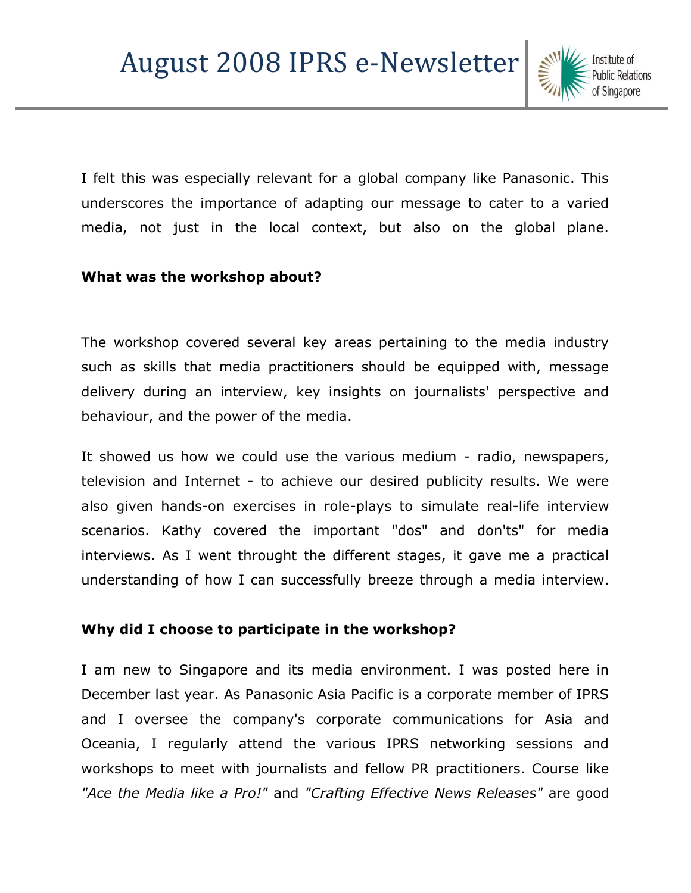I felt this was especially relevant for a global company like Panasonic. This underscores the importance of adapting our message to cater to a varied media, not just in the local context, but also on the global plane.

**What was the workshop about?**

The workshop covered several key areas pertaining to the media industry such as skills that media practitioners should be equipped with, message delivery during an interview, key insights on journalists' perspective and behaviour, and the power of the media.

It showed us how we could use the various medium - radio, newspapers, television and Internet - to achieve our desired publicity results. We were also given hands-on exercises in role-plays to simulate real-life interview scenarios. Kathy covered the important "dos" and don'ts" for media interviews. As I went throught the different stages, it gave me a practical understanding of how I can successfully breeze through a media interview.

**Why did I choose to participate in the workshop?**

I am new to Singapore and its media environment. I was posted here in December last year. As Panasonic Asia Pacific is a corporate member of IPRS and I oversee the company's corporate communications for Asia and Oceania, I regularly attend the various IPRS networking sessions and workshops to meet with journalists and fellow PR practitioners. Course like *"Ace the Media like a Pro!"* and *"Crafting Effective News Releases"* are good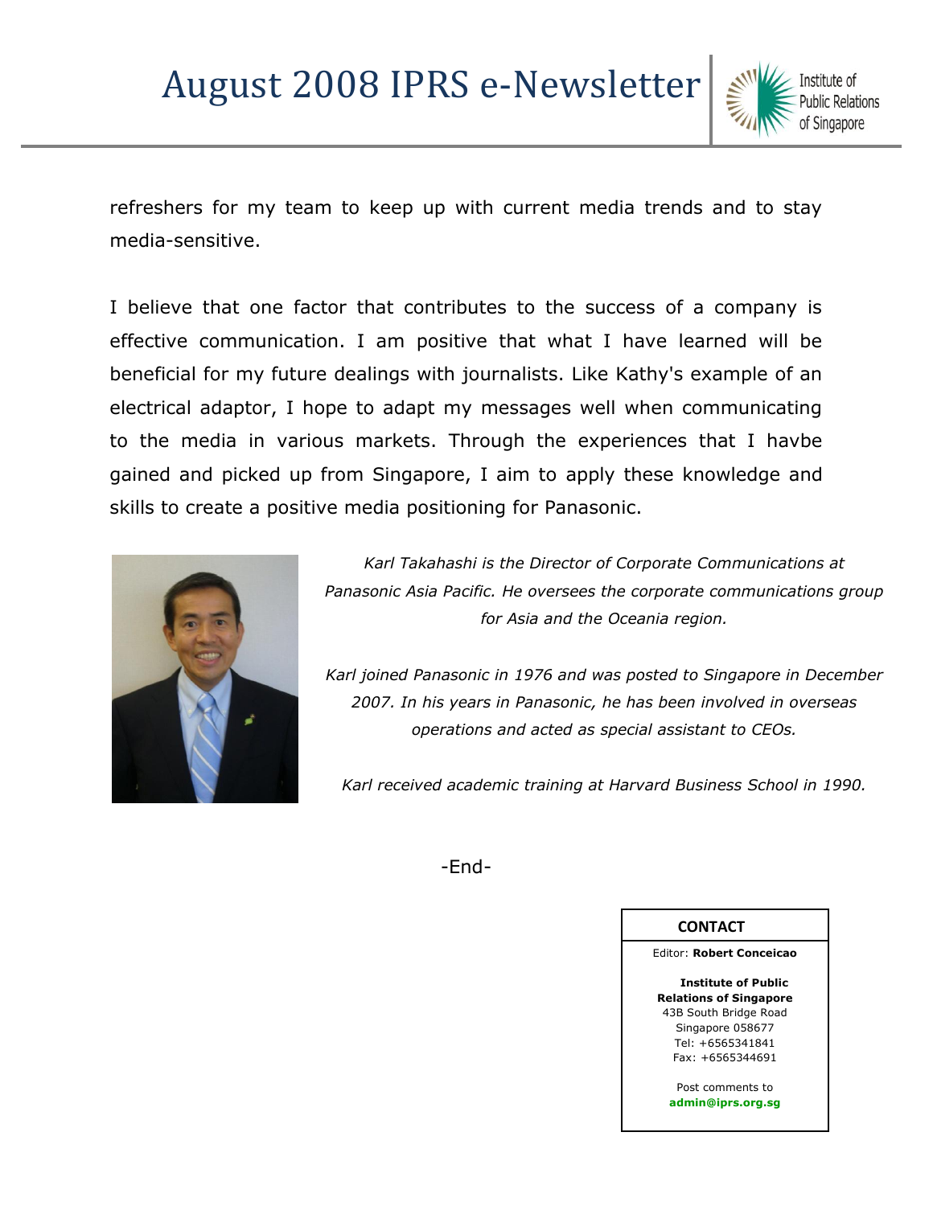refreshers for my team to keep up with current media trends and to stay media-sensitive.

I believe that one factor that contributes to the success of a company is effective communication. I am positive that what I have learned will be beneficial for my future dealings with journalists. Like Kathy's example of an electrical adaptor, I hope to adapt my messages well when communicating to the media in various markets. Through the experiences that I havbe gained and picked up from Singapore, I aim to apply these knowledge and skills to create a positive media positioning for Panasonic.

*Karl Takahashi is the Director of Corporate Communications at Panasonic Asia Pacific. He oversees the corporate communications group for Asia and the Oceania region.*

*Karl joined Panasonic in 1976 and was posted to Singapore in December 2007. In his years in Panasonic, he has been involved in overseas operations and acted as special assistant to CEOs.*

*Karl received academic training at Harvard Business School in 1990.*

-End-

**CONTACT**

Editor: **Robert Conceicao**

**Institute of Public Relations of Singapore**
43B South Bridge Road
Singapore 058677
Tel: +6565341841
Fax: +6565344691

Post comments to
**admin@iprs.org.sg**